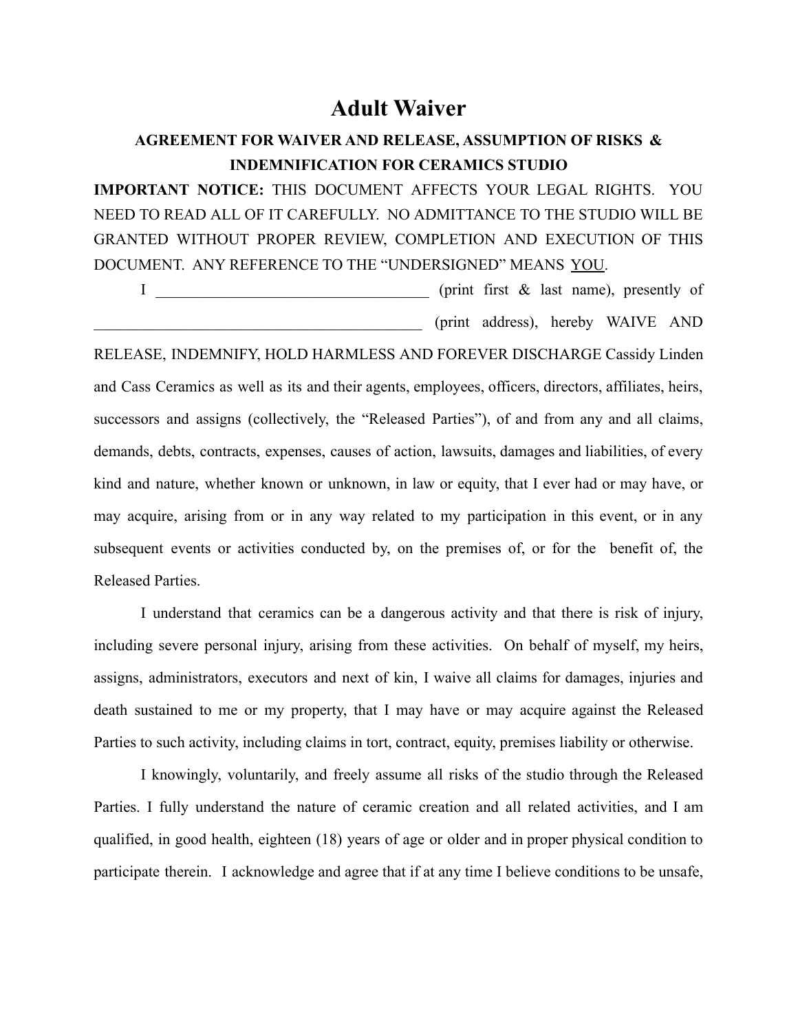# Adult Waiver

## AGREEMENT FOR WAIVER AND RELEASE, ASSUMPTION OF RISKS & INDEMNIFICATION FOR CERAMICS STUDIO

**IMPORTANT NOTICE:** THIS DOCUMENT AFFECTS YOUR LEGAL RIGHTS. YOU NEED TO READ ALL OF IT CAREFULLY. NO ADMITTANCE TO THE STUDIO WILL BE GRANTED WITHOUT PROPER REVIEW, COMPLETION AND EXECUTION OF THIS DOCUMENT. ANY REFERENCE TO THE "UNDERSIGNED" MEANS <u>YOU</u>.

I ___________________________________ (print first & last name), presently of ____________________________________________ (print address), hereby WAIVE AND RELEASE, INDEMNIFY, HOLD HARMLESS AND FOREVER DISCHARGE Cassidy Linden and Cass Ceramics as well as its and their agents, employees, officers, directors, affiliates, heirs, successors and assigns (collectively, the "Released Parties"), of and from any and all claims, demands, debts, contracts, expenses, causes of action, lawsuits, damages and liabilities, of every kind and nature, whether known or unknown, in law or equity, that I ever had or may have, or may acquire, arising from or in any way related to my participation in this event, or in any subsequent events or activities conducted by, on the premises of, or for the benefit of, the Released Parties.

I understand that ceramics can be a dangerous activity and that there is risk of injury, including severe personal injury, arising from these activities. On behalf of myself, my heirs, assigns, administrators, executors and next of kin, I waive all claims for damages, injuries and death sustained to me or my property, that I may have or may acquire against the Released Parties to such activity, including claims in tort, contract, equity, premises liability or otherwise.

I knowingly, voluntarily, and freely assume all risks of the studio through the Released Parties. I fully understand the nature of ceramic creation and all related activities, and I am qualified, in good health, eighteen (18) years of age or older and in proper physical condition to participate therein. I acknowledge and agree that if at any time I believe conditions to be unsafe,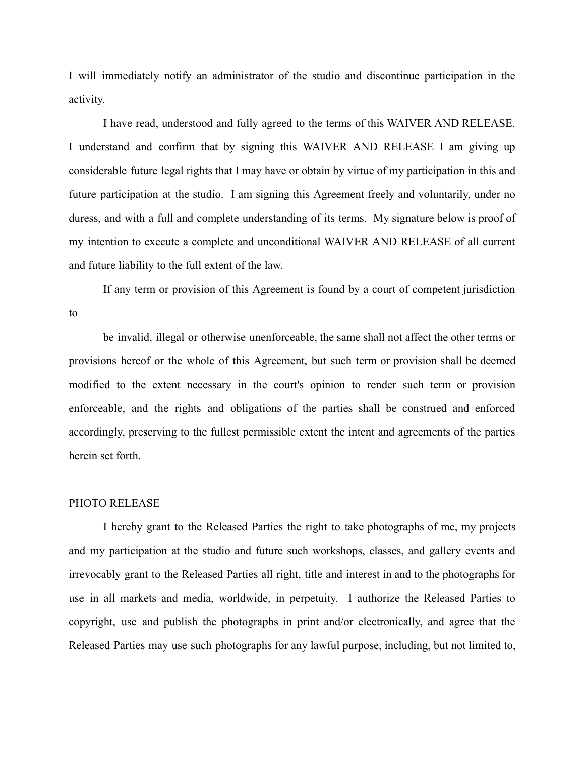I will immediately notify an administrator of the studio and discontinue participation in the activity.

I have read, understood and fully agreed to the terms of this WAIVER AND RELEASE. I understand and confirm that by signing this WAIVER AND RELEASE I am giving up considerable future legal rights that I may have or obtain by virtue of my participation in this and future participation at the studio. I am signing this Agreement freely and voluntarily, under no duress, and with a full and complete understanding of its terms. My signature below is proof of my intention to execute a complete and unconditional WAIVER AND RELEASE of all current and future liability to the full extent of the law.

If any term or provision of this Agreement is found by a court of competent jurisdiction to

be invalid, illegal or otherwise unenforceable, the same shall not affect the other terms or provisions hereof or the whole of this Agreement, but such term or provision shall be deemed modified to the extent necessary in the court's opinion to render such term or provision enforceable, and the rights and obligations of the parties shall be construed and enforced accordingly, preserving to the fullest permissible extent the intent and agreements of the parties herein set forth.

PHOTO RELEASE

I hereby grant to the Released Parties the right to take photographs of me, my projects and my participation at the studio and future such workshops, classes, and gallery events and irrevocably grant to the Released Parties all right, title and interest in and to the photographs for use in all markets and media, worldwide, in perpetuity. I authorize the Released Parties to copyright, use and publish the photographs in print and/or electronically, and agree that the Released Parties may use such photographs for any lawful purpose, including, but not limited to,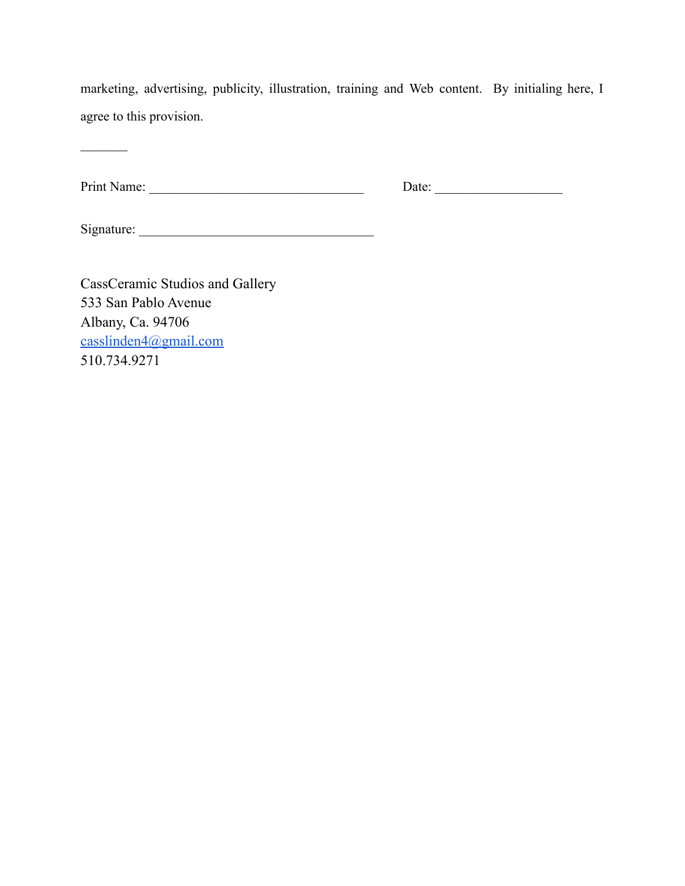marketing, advertising, publicity, illustration, training and Web content. By initialing here, I agree to this provision.

_______

Print Name: ________________________________ Date: ___________________

Signature: ___________________________________

CassCeramic Studios and Gallery
533 San Pablo Avenue
Albany, Ca. 94706
casslinden4@gmail.com
510.734.9271